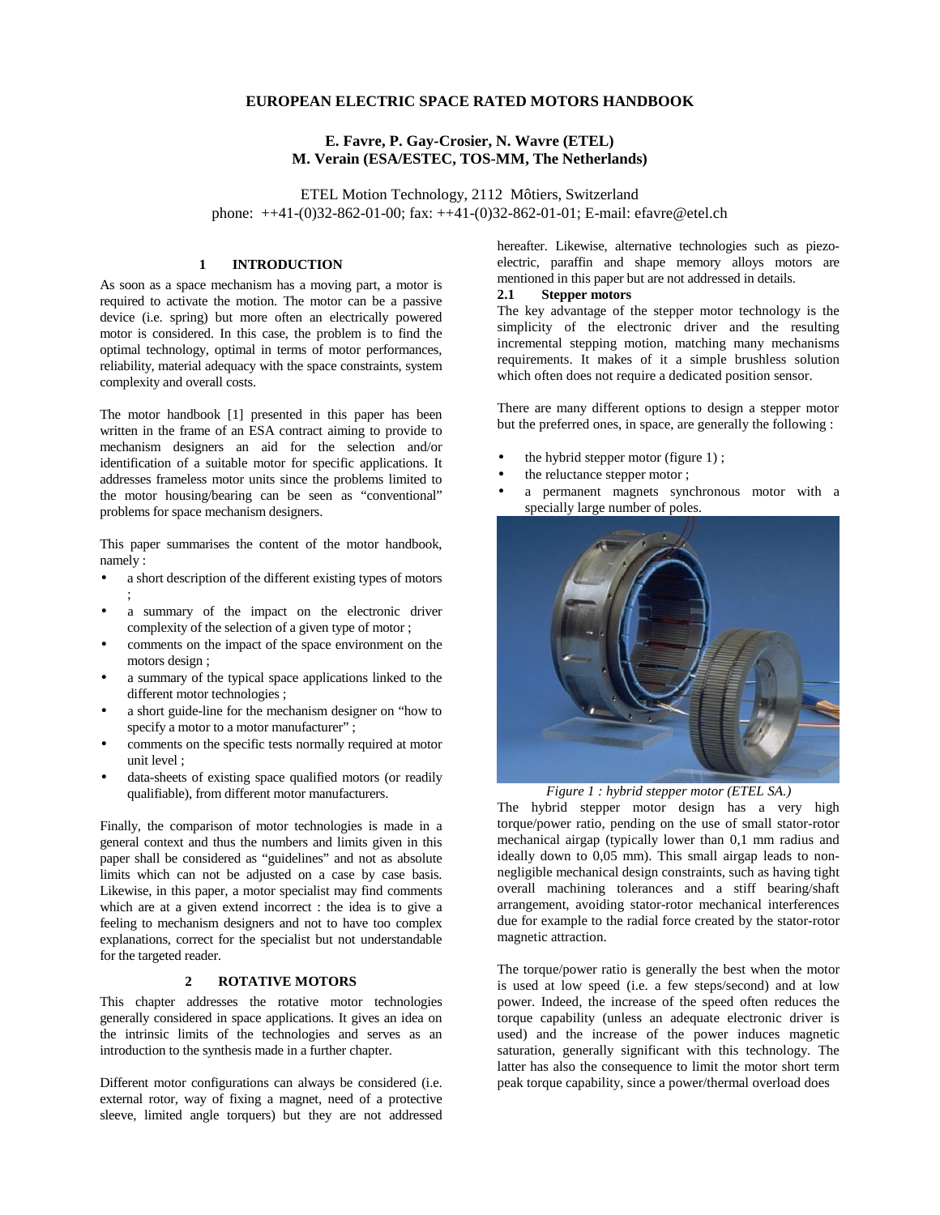# EUROPEAN ELECTRIC SPACE RATED MOTORS HANDBOOK

**E. Favre, P. Gay-Crosier, N. Wavre (ETEL)**
**M. Verain (ESA/ESTEC, TOS-MM, The Netherlands)**

ETEL Motion Technology, 2112 Môtiers, Switzerland
phone: ++41-(0)32-862-01-00; fax: ++41-(0)32-862-01-01; E-mail: efavre@etel.ch

## 1 INTRODUCTION

As soon as a space mechanism has a moving part, a motor is required to activate the motion. The motor can be a passive device (i.e. spring) but more often an electrically powered motor is considered. In this case, the problem is to find the optimal technology, optimal in terms of motor performances, reliability, material adequacy with the space constraints, system complexity and overall costs.

The motor handbook [1] presented in this paper has been written in the frame of an ESA contract aiming to provide to mechanism designers an aid for the selection and/or identification of a suitable motor for specific applications. It addresses frameless motor units since the problems limited to the motor housing/bearing can be seen as "conventional" problems for space mechanism designers.

This paper summarises the content of the motor handbook, namely :

- a short description of the different existing types of motors ;
- a summary of the impact on the electronic driver complexity of the selection of a given type of motor ;
- comments on the impact of the space environment on the motors design ;
- a summary of the typical space applications linked to the different motor technologies ;
- a short guide-line for the mechanism designer on "how to specify a motor to a motor manufacturer" ;
- comments on the specific tests normally required at motor unit level ;
- data-sheets of existing space qualified motors (or readily qualifiable), from different motor manufacturers.

Finally, the comparison of motor technologies is made in a general context and thus the numbers and limits given in this paper shall be considered as "guidelines" and not as absolute limits which can not be adjusted on a case by case basis. Likewise, in this paper, a motor specialist may find comments which are at a given extend incorrect : the idea is to give a feeling to mechanism designers and not to have too complex explanations, correct for the specialist but not understandable for the targeted reader.

## 2 ROTATIVE MOTORS

This chapter addresses the rotative motor technologies generally considered in space applications. It gives an idea on the intrinsic limits of the technologies and serves as an introduction to the synthesis made in a further chapter.

Different motor configurations can always be considered (i.e. external rotor, way of fixing a magnet, need of a protective sleeve, limited angle torquers) but they are not addressed hereafter. Likewise, alternative technologies such as piezo-electric, paraffin and shape memory alloys motors are mentioned in this paper but are not addressed in details.

### 2.1 Stepper motors

The key advantage of the stepper motor technology is the simplicity of the electronic driver and the resulting incremental stepping motion, matching many mechanisms requirements. It makes of it a simple brushless solution which often does not require a dedicated position sensor.

There are many different options to design a stepper motor but the preferred ones, in space, are generally the following :

- the hybrid stepper motor (figure 1) ;
- the reluctance stepper motor ;
- a permanent magnets synchronous motor with a specially large number of poles.

*Figure 1 : hybrid stepper motor (ETEL SA.)*

The hybrid stepper motor design has a very high torque/power ratio, pending on the use of small stator-rotor mechanical airgap (typically lower than 0,1 mm radius and ideally down to 0,05 mm). This small airgap leads to non-negligible mechanical design constraints, such as having tight overall machining tolerances and a stiff bearing/shaft arrangement, avoiding stator-rotor mechanical interferences due for example to the radial force created by the stator-rotor magnetic attraction.

The torque/power ratio is generally the best when the motor is used at low speed (i.e. a few steps/second) and at low power. Indeed, the increase of the speed often reduces the torque capability (unless an adequate electronic driver is used) and the increase of the power induces magnetic saturation, generally significant with this technology. The latter has also the consequence to limit the motor short term peak torque capability, since a power/thermal overload does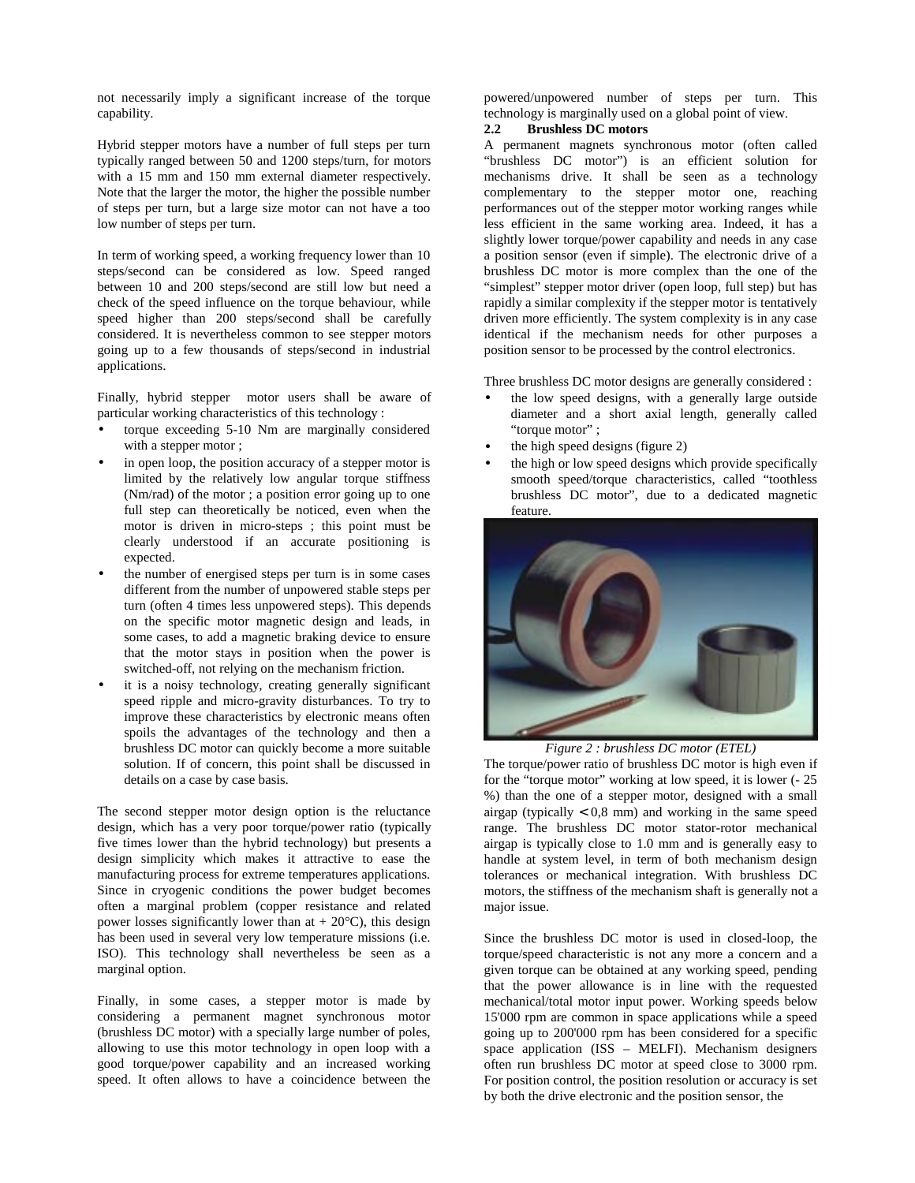not necessarily imply a significant increase of the torque capability.

Hybrid stepper motors have a number of full steps per turn typically ranged between 50 and 1200 steps/turn, for motors with a 15 mm and 150 mm external diameter respectively. Note that the larger the motor, the higher the possible number of steps per turn, but a large size motor can not have a too low number of steps per turn.

In term of working speed, a working frequency lower than 10 steps/second can be considered as low. Speed ranged between 10 and 200 steps/second are still low but need a check of the speed influence on the torque behaviour, while speed higher than 200 steps/second shall be carefully considered. It is nevertheless common to see stepper motors going up to a few thousands of steps/second in industrial applications.

Finally, hybrid stepper motor users shall be aware of particular working characteristics of this technology :

- torque exceeding 5-10 Nm are marginally considered with a stepper motor ;
- in open loop, the position accuracy of a stepper motor is limited by the relatively low angular torque stiffness (Nm/rad) of the motor ; a position error going up to one full step can theoretically be noticed, even when the motor is driven in micro-steps ; this point must be clearly understood if an accurate positioning is expected.
- the number of energised steps per turn is in some cases different from the number of unpowered stable steps per turn (often 4 times less unpowered steps). This depends on the specific motor magnetic design and leads, in some cases, to add a magnetic braking device to ensure that the motor stays in position when the power is switched-off, not relying on the mechanism friction.
- it is a noisy technology, creating generally significant speed ripple and micro-gravity disturbances. To try to improve these characteristics by electronic means often spoils the advantages of the technology and then a brushless DC motor can quickly become a more suitable solution. If of concern, this point shall be discussed in details on a case by case basis.

The second stepper motor design option is the reluctance design, which has a very poor torque/power ratio (typically five times lower than the hybrid technology) but presents a design simplicity which makes it attractive to ease the manufacturing process for extreme temperatures applications. Since in cryogenic conditions the power budget becomes often a marginal problem (copper resistance and related power losses significantly lower than at + 20°C), this design has been used in several very low temperature missions (i.e. ISO). This technology shall nevertheless be seen as a marginal option.

Finally, in some cases, a stepper motor is made by considering a permanent magnet synchronous motor (brushless DC motor) with a specially large number of poles, allowing to use this motor technology in open loop with a good torque/power capability and an increased working speed. It often allows to have a coincidence between the powered/unpowered number of steps per turn. This technology is marginally used on a global point of view.

## 2.2 Brushless DC motors

A permanent magnets synchronous motor (often called "brushless DC motor") is an efficient solution for mechanisms drive. It shall be seen as a technology complementary to the stepper motor one, reaching performances out of the stepper motor working ranges while less efficient in the same working area. Indeed, it has a slightly lower torque/power capability and needs in any case a position sensor (even if simple). The electronic drive of a brushless DC motor is more complex than the one of the "simplest" stepper motor driver (open loop, full step) but has rapidly a similar complexity if the stepper motor is tentatively driven more efficiently. The system complexity is in any case identical if the mechanism needs for other purposes a position sensor to be processed by the control electronics.

Three brushless DC motor designs are generally considered :

- the low speed designs, with a generally large outside diameter and a short axial length, generally called "torque motor" ;
- the high speed designs (figure 2)
- the high or low speed designs which provide specifically smooth speed/torque characteristics, called "toothless brushless DC motor", due to a dedicated magnetic feature.

*Figure 2 : brushless DC motor (ETEL)*

The torque/power ratio of brushless DC motor is high even if for the "torque motor" working at low speed, it is lower (- 25 %) than the one of a stepper motor, designed with a small airgap (typically $< 0,8$ mm) and working in the same speed range. The brushless DC motor stator-rotor mechanical airgap is typically close to 1.0 mm and is generally easy to handle at system level, in term of both mechanism design tolerances or mechanical integration. With brushless DC motors, the stiffness of the mechanism shaft is generally not a major issue.

Since the brushless DC motor is used in closed-loop, the torque/speed characteristic is not any more a concern and a given torque can be obtained at any working speed, pending that the power allowance is in line with the requested mechanical/total motor input power. Working speeds below 15'000 rpm are common in space applications while a speed going up to 200'000 rpm has been considered for a specific space application (ISS – MELFI). Mechanism designers often run brushless DC motor at speed close to 3000 rpm. For position control, the position resolution or accuracy is set by both the drive electronic and the position sensor, the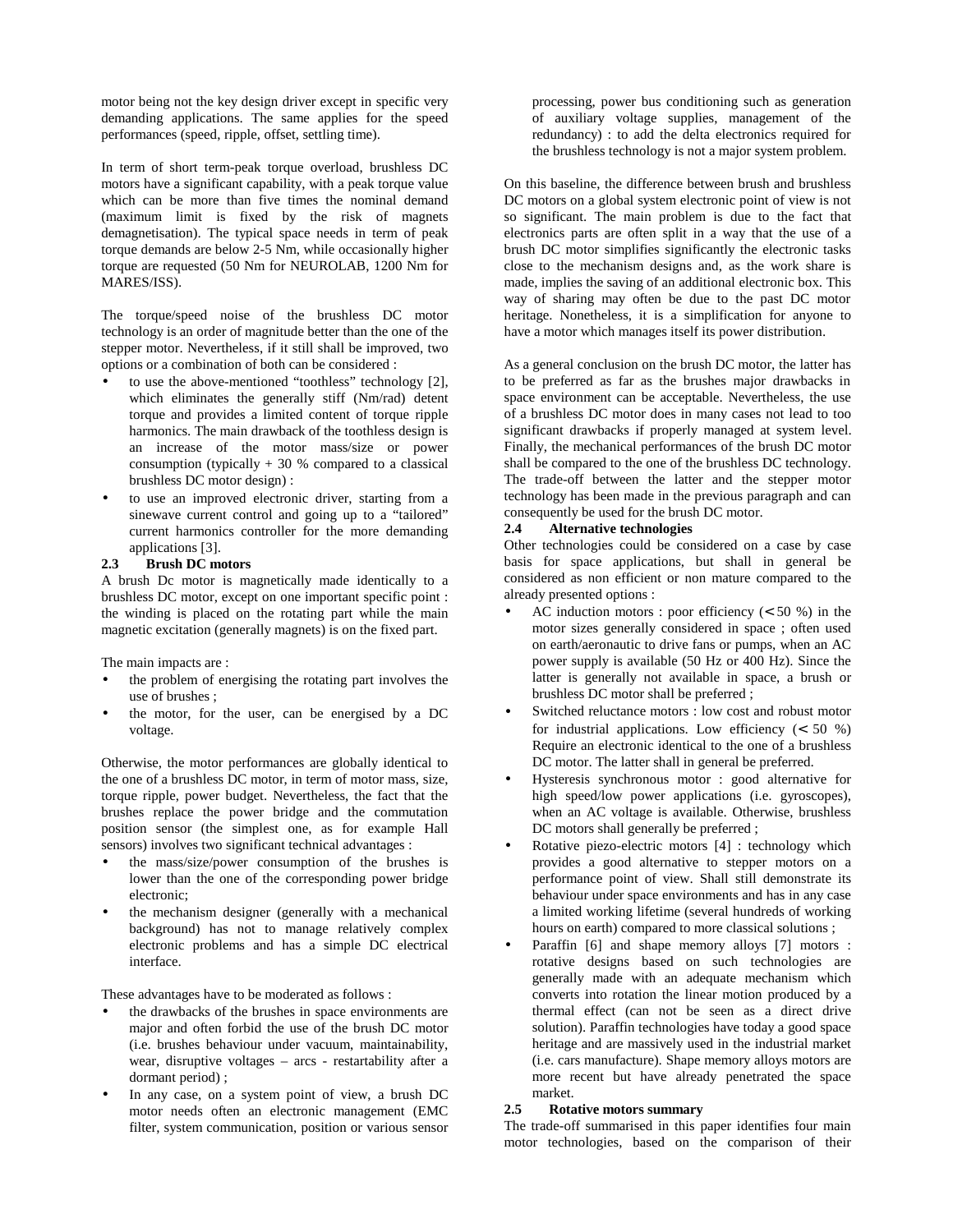motor being not the key design driver except in specific very demanding applications. The same applies for the speed performances (speed, ripple, offset, settling time).

In term of short term-peak torque overload, brushless DC motors have a significant capability, with a peak torque value which can be more than five times the nominal demand (maximum limit is fixed by the risk of magnets demagnetisation). The typical space needs in term of peak torque demands are below 2-5 Nm, while occasionally higher torque are requested (50 Nm for NEUROLAB, 1200 Nm for MARES/ISS).

The torque/speed noise of the brushless DC motor technology is an order of magnitude better than the one of the stepper motor. Nevertheless, if it still shall be improved, two options or a combination of both can be considered :

- to use the above-mentioned “toothless” technology [2], which eliminates the generally stiff (Nm/rad) detent torque and provides a limited content of torque ripple harmonics. The main drawback of the toothless design is an increase of the motor mass/size or power consumption (typically + 30 % compared to a classical brushless DC motor design) :
- to use an improved electronic driver, starting from a sinewave current control and going up to a “tailored” current harmonics controller for the more demanding applications [3].

## 2.3 Brush DC motors

A brush Dc motor is magnetically made identically to a brushless DC motor, except on one important specific point : the winding is placed on the rotating part while the main magnetic excitation (generally magnets) is on the fixed part.

The main impacts are :

- the problem of energising the rotating part involves the use of brushes ;
- the motor, for the user, can be energised by a DC voltage.

Otherwise, the motor performances are globally identical to the one of a brushless DC motor, in term of motor mass, size, torque ripple, power budget. Nevertheless, the fact that the brushes replace the power bridge and the commutation position sensor (the simplest one, as for example Hall sensors) involves two significant technical advantages :

- the mass/size/power consumption of the brushes is lower than the one of the corresponding power bridge electronic;
- the mechanism designer (generally with a mechanical background) has not to manage relatively complex electronic problems and has a simple DC electrical interface.

These advantages have to be moderated as follows :

- the drawbacks of the brushes in space environments are major and often forbid the use of the brush DC motor (i.e. brushes behaviour under vacuum, maintainability, wear, disruptive voltages – arcs - restartability after a dormant period) ;
- In any case, on a system point of view, a brush DC motor needs often an electronic management (EMC filter, system communication, position or various sensor processing, power bus conditioning such as generation of auxiliary voltage supplies, management of the redundancy) : to add the delta electronics required for the brushless technology is not a major system problem.

On this baseline, the difference between brush and brushless DC motors on a global system electronic point of view is not so significant. The main problem is due to the fact that electronics parts are often split in a way that the use of a brush DC motor simplifies significantly the electronic tasks close to the mechanism designs and, as the work share is made, implies the saving of an additional electronic box. This way of sharing may often be due to the past DC motor heritage. Nonetheless, it is a simplification for anyone to have a motor which manages itself its power distribution.

As a general conclusion on the brush DC motor, the latter has to be preferred as far as the brushes major drawbacks in space environment can be acceptable. Nevertheless, the use of a brushless DC motor does in many cases not lead to too significant drawbacks if properly managed at system level. Finally, the mechanical performances of the brush DC motor shall be compared to the one of the brushless DC technology. The trade-off between the latter and the stepper motor technology has been made in the previous paragraph and can consequently be used for the brush DC motor.

## 2.4 Alternative technologies

Other technologies could be considered on a case by case basis for space applications, but shall in general be considered as non efficient or non mature compared to the already presented options :

- AC induction motors : poor efficiency (< 50 %) in the motor sizes generally considered in space ; often used on earth/aeronautic to drive fans or pumps, when an AC power supply is available (50 Hz or 400 Hz). Since the latter is generally not available in space, a brush or brushless DC motor shall be preferred ;
- Switched reluctance motors : low cost and robust motor for industrial applications. Low efficiency (< 50 %) Require an electronic identical to the one of a brushless DC motor. The latter shall in general be preferred.
- Hysteresis synchronous motor : good alternative for high speed/low power applications (i.e. gyroscopes), when an AC voltage is available. Otherwise, brushless DC motors shall generally be preferred ;
- Rotative piezo-electric motors [4] : technology which provides a good alternative to stepper motors on a performance point of view. Shall still demonstrate its behaviour under space environments and has in any case a limited working lifetime (several hundreds of working hours on board) compared to more classical solutions ;
- Paraffin [6] and shape memory alloys [7] motors : rotative designs based on such technologies are generally made with an adequate mechanism which converts into rotation the linear motion produced by a thermal effect (can not be seen as a direct drive solution). Paraffin technologies have today a good space heritage and are massively used in the industrial market (i.e. cars manufacture). Shape memory alloys motors are more recent but have already penetrated the space market.

## 2.5 Rotative motors summary

The trade-off summarised in this paper identifies four main motor technologies, based on the comparison of their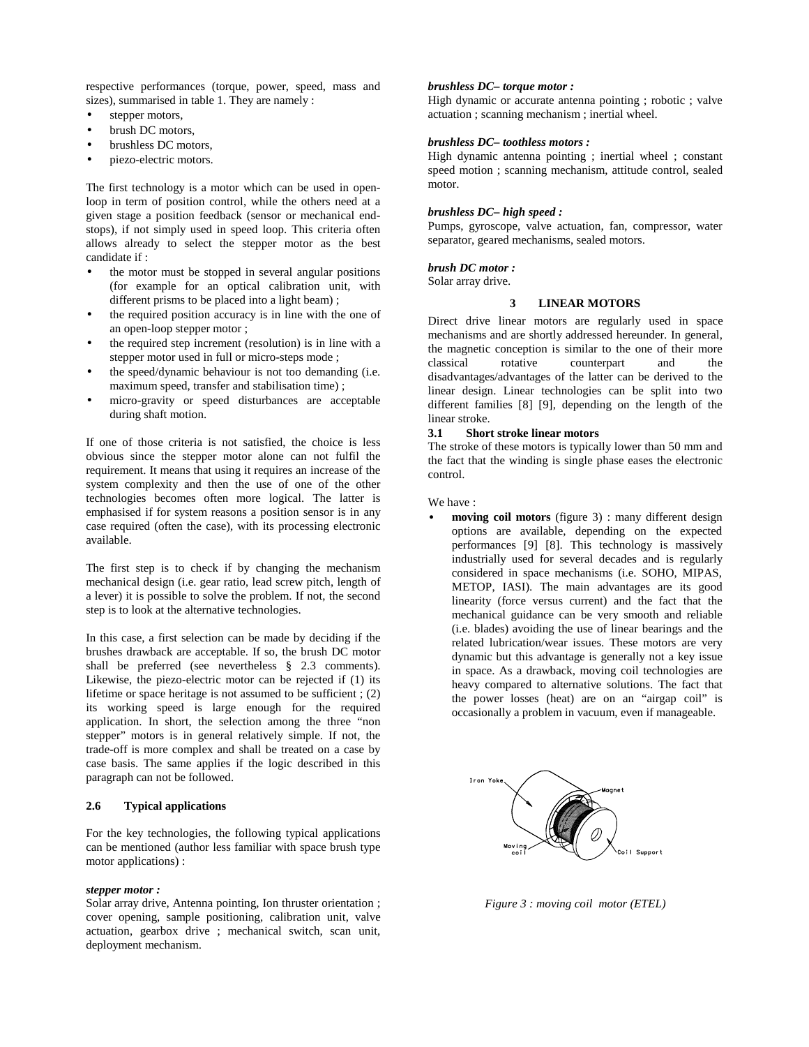respective performances (torque, power, speed, mass and sizes), summarised in table 1. They are namely :

- stepper motors,
- brush DC motors,
- brushless DC motors,
- piezo-electric motors.

The first technology is a motor which can be used in open-loop in term of position control, while the others need at a given stage a position feedback (sensor or mechanical end-stops), if not simply used in speed loop. This criteria often allows already to select the stepper motor as the best candidate if :

- the motor must be stopped in several angular positions (for example for an optical calibration unit, with different prisms to be placed into a light beam) ;
- the required position accuracy is in line with the one of an open-loop stepper motor ;
- the required step increment (resolution) is in line with a stepper motor used in full or micro-steps mode ;
- the speed/dynamic behaviour is not too demanding (i.e. maximum speed, transfer and stabilisation time) ;
- micro-gravity or speed disturbances are acceptable during shaft motion.

If one of those criteria is not satisfied, the choice is less obvious since the stepper motor alone can not fulfil the requirement. It means that using it requires an increase of the system complexity and then the use of one of the other technologies becomes often more logical. The latter is emphasised if for system reasons a position sensor is in any case required (often the case), with its processing electronic available.

The first step is to check if by changing the mechanism mechanical design (i.e. gear ratio, lead screw pitch, length of a lever) it is possible to solve the problem. If not, the second step is to look at the alternative technologies.

In this case, a first selection can be made by deciding if the brushes drawback are acceptable. If so, the brush DC motor shall be preferred (see nevertheless § 2.3 comments). Likewise, the piezo-electric motor can be rejected if (1) its lifetime or space heritage is not assumed to be sufficient ; (2) its working speed is large enough for the required application. In short, the selection among the three "non stepper" motors is in general relatively simple. If not, the trade-off is more complex and shall be treated on a case by case basis. The same applies if the logic described in this paragraph can not be followed.

### 2.6 Typical applications

For the key technologies, the following typical applications can be mentioned (author less familiar with space brush type motor applications) :

***stepper motor :***
Solar array drive, Antenna pointing, Ion thruster orientation ; cover opening, sample positioning, calibration unit, valve actuation, gearbox drive ; mechanical switch, scan unit, deployment mechanism.

***brushless DC– torque motor :***
High dynamic or accurate antenna pointing ; robotic ; valve actuation ; scanning mechanism ; inertial wheel.

***brushless DC– toothless motors :***
High dynamic antenna pointing ; inertial wheel ; constant speed motion ; scanning mechanism, attitude control, sealed motor.

***brushless DC– high speed :***
Pumps, gyroscope, valve actuation, fan, compressor, water separator, geared mechanisms, sealed motors.

***brush DC motor :***
Solar array drive.

## 3 LINEAR MOTORS

Direct drive linear motors are regularly used in space mechanisms and are shortly addressed hereunder. In general, the magnetic conception is similar to the one of their more classical rotative counterpart and the disadvantages/advantages of the latter can be derived to the linear design. Linear technologies can be split into two different families [8] [9], depending on the length of the linear stroke.

### 3.1 Short stroke linear motors

The stroke of these motors is typically lower than 50 mm and the fact that the winding is single phase eases the electronic control.

We have :

- **moving coil motors** (figure 3) : many different design options are available, depending on the expected performances [9] [8]. This technology is massively industrially used for several decades and is regularly considered in space mechanisms (i.e. SOHO, MIPAS, METOP, IASI). The main advantages are its good linearity (force versus current) and the fact that the mechanical guidance can be very smooth and reliable (i.e. blades) avoiding the use of linear bearings and the related lubrication/wear issues. These motors are very dynamic but this advantage is generally not a key issue in space. As a drawback, moving coil technologies are heavy compared to alternative solutions. The fact that the power losses (heat) are on an "airgap coil" is occasionally a problem in vacuum, even if manageable.

*Figure 3 : moving coil motor (ETEL)*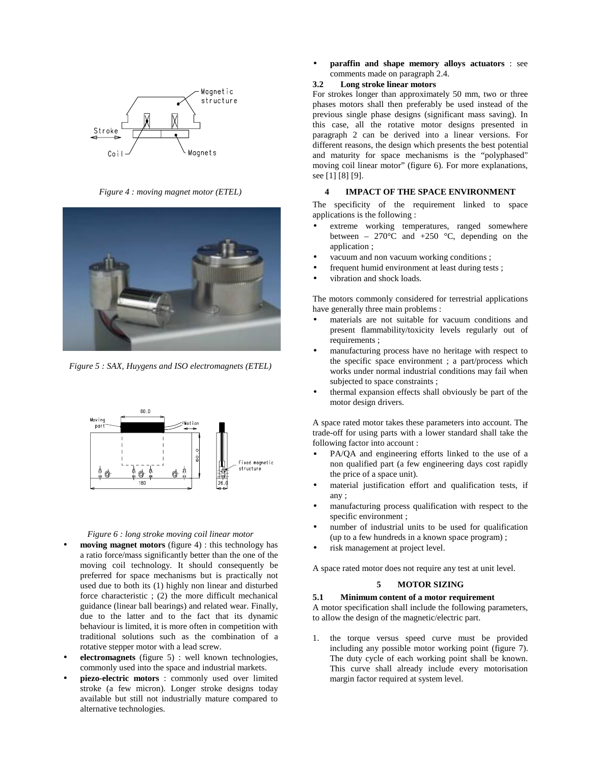*Figure 4 : moving magnet motor (ETEL)*

*Figure 5 : SAX, Huygens and ISO electromagnets (ETEL)*

*Figure 6 : long stroke moving coil linear motor*

- **moving magnet motors** (figure 4) : this technology has a ratio force/mass significantly better than the one of the moving coil technology. It should consequently be preferred for space mechanisms but is practically not used due to both its (1) highly non linear and disturbed force characteristic ; (2) the more difficult mechanical guidance (linear ball bearings) and related wear. Finally, due to the latter and to the fact that its dynamic behaviour is limited, it is more often in competition with traditional solutions such as the combination of a rotative stepper motor with a lead screw.
- **electromagnets** (figure 5) : well known technologies, commonly used into the space and industrial markets.
- **piezo-electric motors** : commonly used over limited stroke (a few micron). Longer stroke designs today available but still not industrially mature compared to alternative technologies.
- **paraffin and shape memory alloys actuators** : see comments made on paragraph 2.4.

### 3.2 Long stroke linear motors

For strokes longer than approximately 50 mm, two or three phases motors shall then preferably be used instead of the previous single phase designs (significant mass saving). In this case, all the rotative motor designs presented in paragraph 2 can be derived into a linear versions. For different reasons, the design which presents the best potential and maturity for space mechanisms is the "polyphased" moving coil linear motor" (figure 6). For more explanations, see [1] [8] [9].

## 4 IMPACT OF THE SPACE ENVIRONMENT

The specificity of the requirement linked to space applications is the following :

- extreme working temperatures, ranged somewhere between – 270°C and +250 °C, depending on the application ;
- vacuum and non vacuum working conditions ;
- frequent humid environment at least during tests ;
- vibration and shock loads.

The motors commonly considered for terrestrial applications have generally three main problems :

- materials are not suitable for vacuum conditions and present flammability/toxicity levels regularly out of requirements ;
- manufacturing process have no heritage with respect to the specific space environment ; a part/process which works under normal industrial conditions may fail when subjected to space constraints ;
- thermal expansion effects shall obviously be part of the motor design drivers.

A space rated motor takes these parameters into account. The trade-off for using parts with a lower standard shall take the following factor into account :

- PA/QA and engineering efforts linked to the use of a non qualified part (a few engineering days cost rapidly the price of a space unit).
- material justification effort and qualification tests, if any ;
- manufacturing process qualification with respect to the specific environment ;
- number of industrial units to be used for qualification (up to a few hundreds in a known space program) ;
- risk management at project level.

A space rated motor does not require any test at unit level.

## 5 MOTOR SIZING

### 5.1 Minimum content of a motor requirement

A motor specification shall include the following parameters, to allow the design of the magnetic/electric part.

1. the torque versus speed curve must be provided including any possible motor working point (figure 7). The duty cycle of each working point shall be known. This curve shall already include every motorisation margin factor required at system level.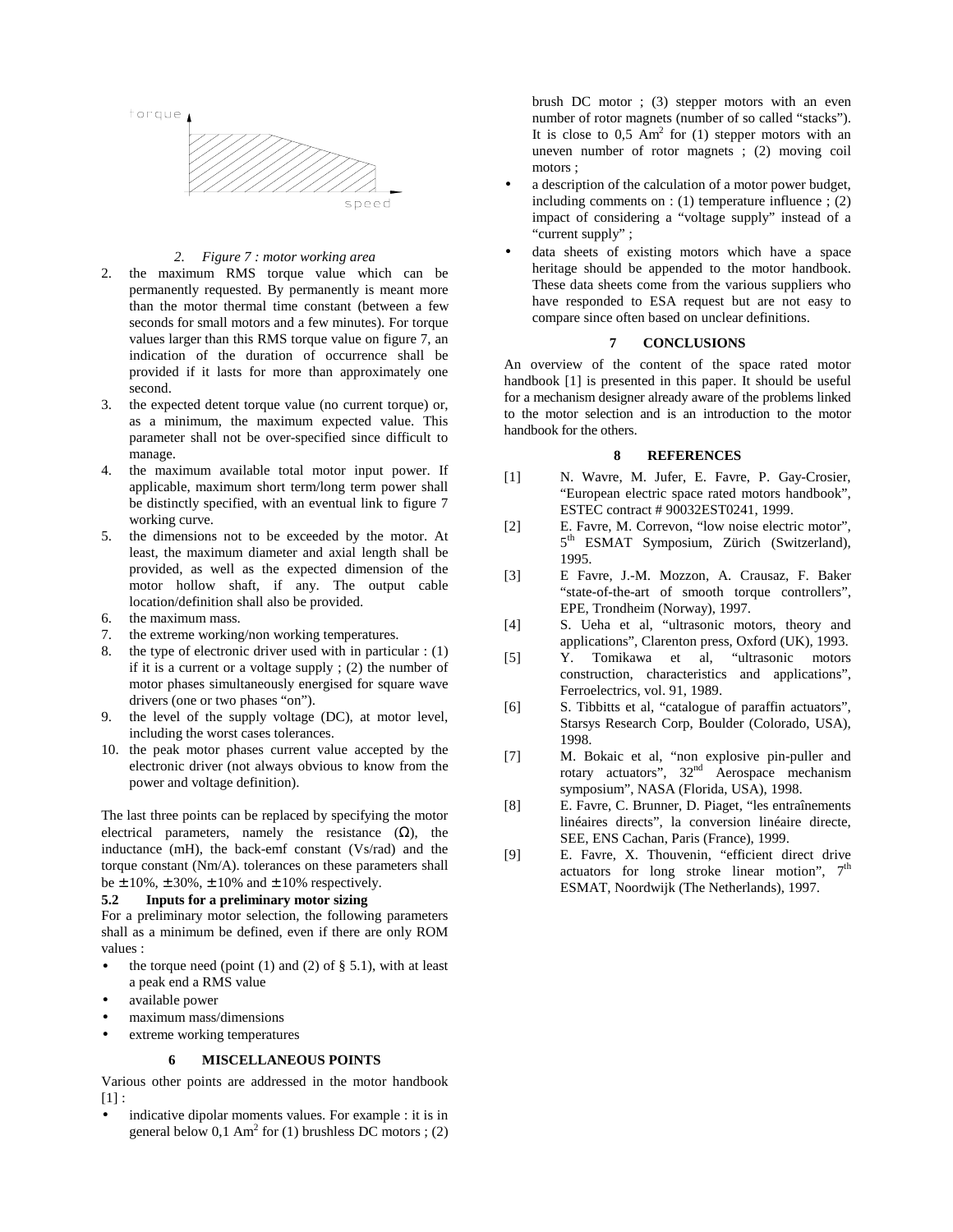torque

speed

*2. Figure 7 : motor working area*

2. the maximum RMS torque value which can be permanently requested. By permanently is meant more than the motor thermal time constant (between a few seconds for small motors and a few minutes). For torque values larger than this RMS torque value on figure 7, an indication of the duration of occurrence shall be provided if it lasts for more than approximately one second.
3. the expected detent torque value (no current torque) or, as a minimum, the maximum expected value. This parameter shall not be over-specified since difficult to manage.
4. the maximum available total motor input power. If applicable, maximum short term/long term power shall be distinctly specified, with an eventual link to figure 7 working curve.
5. the dimensions not to be exceeded by the motor. At least, the maximum diameter and axial length shall be provided, as well as the expected dimension of the motor hollow shaft, if any. The output cable location/definition shall also be provided.
6. the maximum mass.
7. the extreme working/non working temperatures.
8. the type of electronic driver used with in particular : (1) if it is a current or a voltage supply ; (2) the number of motor phases simultaneously energised for square wave drivers (one or two phases "on").
9. the level of the supply voltage (DC), at motor level, including the worst cases tolerances.
10. the peak motor phases current value accepted by the electronic driver (not always obvious to know from the power and voltage definition).

The last three points can be replaced by specifying the motor electrical parameters, namely the resistance ($\Omega$), the inductance (mH), the back-emf constant (Vs/rad) and the torque constant (Nm/A). tolerances on these parameters shall be $\pm 10\%$, $\pm 30\%$, $\pm 10\%$ and $\pm 10\%$ respectively.

### 5.2 Inputs for a preliminary motor sizing

For a preliminary motor selection, the following parameters shall as a minimum be defined, even if there are only ROM values :

- the torque need (point (1) and (2) of § 5.1), with at least a peak end a RMS value
- available power
- maximum mass/dimensions
- extreme working temperatures

## 6 MISCELLANEOUS POINTS

Various other points are addressed in the motor handbook [1] :

- indicative dipolar moments values. For example : it is in general below 0,1 $Am^2$ for (1) brushless DC motors ; (2) brush DC motor ; (3) stepper motors with an even number of rotor magnets (number of so called "stacks"). It is close to 0,5 $Am^2$ for (1) stepper motors with an uneven number of rotor magnets ; (2) moving coil motors ;
- a description of the calculation of a motor power budget, including comments on : (1) temperature influence ; (2) impact of considering a "voltage supply" instead of a "current supply" ;
- data sheets of existing motors which have a space heritage should be appended to the motor handbook. These data sheets come from the various suppliers who have responded to ESA request but are not easy to compare since often based on unclear definitions.

## 7 CONCLUSIONS

An overview of the content of the space rated motor handbook [1] is presented in this paper. It should be useful for a mechanism designer already aware of the problems linked to the motor selection and is an introduction to the motor handbook for the others.

## 8 REFERENCES

[1] N. Wavre, M. Jufer, E. Favre, P. Gay-Crosier, "European electric space rated motors handbook", ESTEC contract # 90032EST0241, 1999.

[2] E. Favre, M. Correvon, "low noise electric motor", 5th ESMAT Symposium, Zürich (Switzerland), 1995.

[3] E Favre, J.-M. Mozzon, A. Crausaz, F. Baker "state-of-the-art of smooth torque controllers", EPE, Trondheim (Norway), 1997.

[4] S. Ueha et al, "ultrasonic motors, theory and applications", Clarenton press, Oxford (UK), 1993.

[5] Y. Tomikawa et al, "ultrasonic motors construction, characteristics and applications", Ferroelectrics, vol. 91, 1989.

[6] S. Tibbitts et al, "catalogue of paraffin actuators", Starsys Research Corp, Boulder (Colorado, USA), 1998.

[7] M. Bokaic et al, "non explosive pin-puller and rotary actuators", 32nd Aerospace mechanism symposium", NASA (Florida, USA), 1998.

[8] E. Favre, C. Brunner, D. Piaget, "les entraînements linéaires directs", la conversion linéaire directe, SEE, ENS Cachan, Paris (France), 1999.

[9] E. Favre, X. Thouvenin, "efficient direct drive actuators for long stroke linear motion", 7th ESMAT, Noordwijk (The Netherlands), 1997.